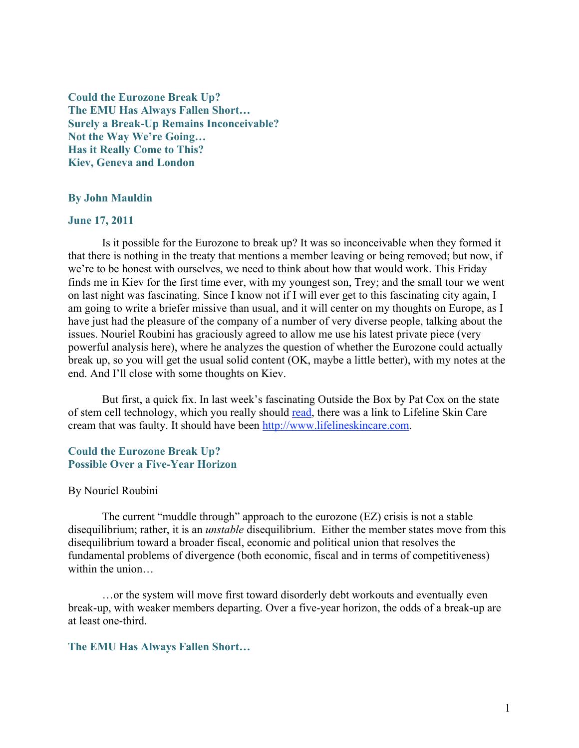**Could the Eurozone Break Up?**
**The EMU Has Always Fallen Short…**
**Surely a Break-Up Remains Inconceivable?**
**Not the Way We're Going…**
**Has it Really Come to This?**
**Kiev, Geneva and London**

**By John Mauldin**

**June 17, 2011**

Is it possible for the Eurozone to break up? It was so inconceivable when they formed it that there is nothing in the treaty that mentions a member leaving or being removed; but now, if we're to be honest with ourselves, we need to think about how that would work. This Friday finds me in Kiev for the first time ever, with my youngest son, Trey; and the small tour we went on last night was fascinating. Since I know not if I will ever get to this fascinating city again, I am going to write a briefer missive than usual, and it will center on my thoughts on Europe, as I have just had the pleasure of the company of a number of very diverse people, talking about the issues. Nouriel Roubini has graciously agreed to allow me use his latest private piece (very powerful analysis here), where he analyzes the question of whether the Eurozone could actually break up, so you will get the usual solid content (OK, maybe a little better), with my notes at the end. And I'll close with some thoughts on Kiev.

But first, a quick fix. In last week's fascinating Outside the Box by Pat Cox on the state of stem cell technology, which you really should read, there was a link to Lifeline Skin Care cream that was faulty. It should have been http://www.lifelineskincare.com.

## Could the Eurozone Break Up?
## Possible Over a Five-Year Horizon

By Nouriel Roubini

The current "muddle through" approach to the eurozone (EZ) crisis is not a stable disequilibrium; rather, it is an *unstable* disequilibrium. Either the member states move from this disequilibrium toward a broader fiscal, economic and political union that resolves the fundamental problems of divergence (both economic, fiscal and in terms of competitiveness) within the union…

…or the system will move first toward disorderly debt workouts and eventually even break-up, with weaker members departing. Over a five-year horizon, the odds of a break-up are at least one-third.

## The EMU Has Always Fallen Short…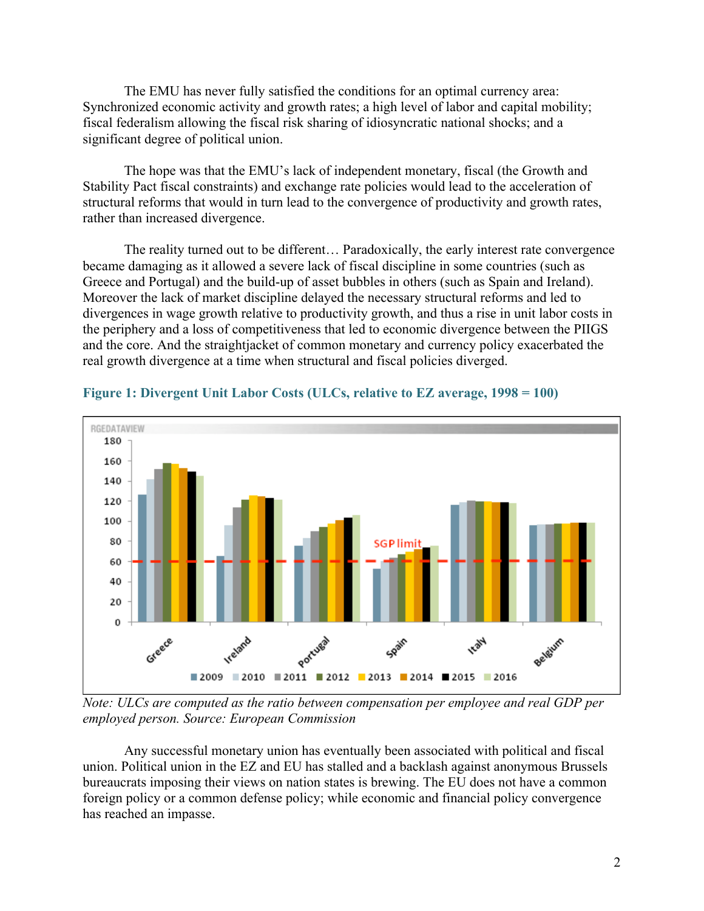The EMU has never fully satisfied the conditions for an optimal currency area: Synchronized economic activity and growth rates; a high level of labor and capital mobility; fiscal federalism allowing the fiscal risk sharing of idiosyncratic national shocks; and a significant degree of political union.

The hope was that the EMU's lack of independent monetary, fiscal (the Growth and Stability Pact fiscal constraints) and exchange rate policies would lead to the acceleration of structural reforms that would in turn lead to the convergence of productivity and growth rates, rather than increased divergence.

The reality turned out to be different… Paradoxically, the early interest rate convergence became damaging as it allowed a severe lack of fiscal discipline in some countries (such as Greece and Portugal) and the build-up of asset bubbles in others (such as Spain and Ireland). Moreover the lack of market discipline delayed the necessary structural reforms and led to divergences in wage growth relative to productivity growth, and thus a rise in unit labor costs in the periphery and a loss of competitiveness that led to economic divergence between the PIIGS and the core. And the straightjacket of common monetary and currency policy exacerbated the real growth divergence at a time when structural and fiscal policies diverged.

**Figure 1: Divergent Unit Labor Costs (ULCs, relative to EZ average, 1998 = 100)**

*Note: ULCs are computed as the ratio between compensation per employee and real GDP per employed person. Source: European Commission*

Any successful monetary union has eventually been associated with political and fiscal union. Political union in the EZ and EU has stalled and a backlash against anonymous Brussels bureaucrats imposing their views on nation states is brewing. The EU does not have a common foreign policy or a common defense policy; while economic and financial policy convergence has reached an impasse.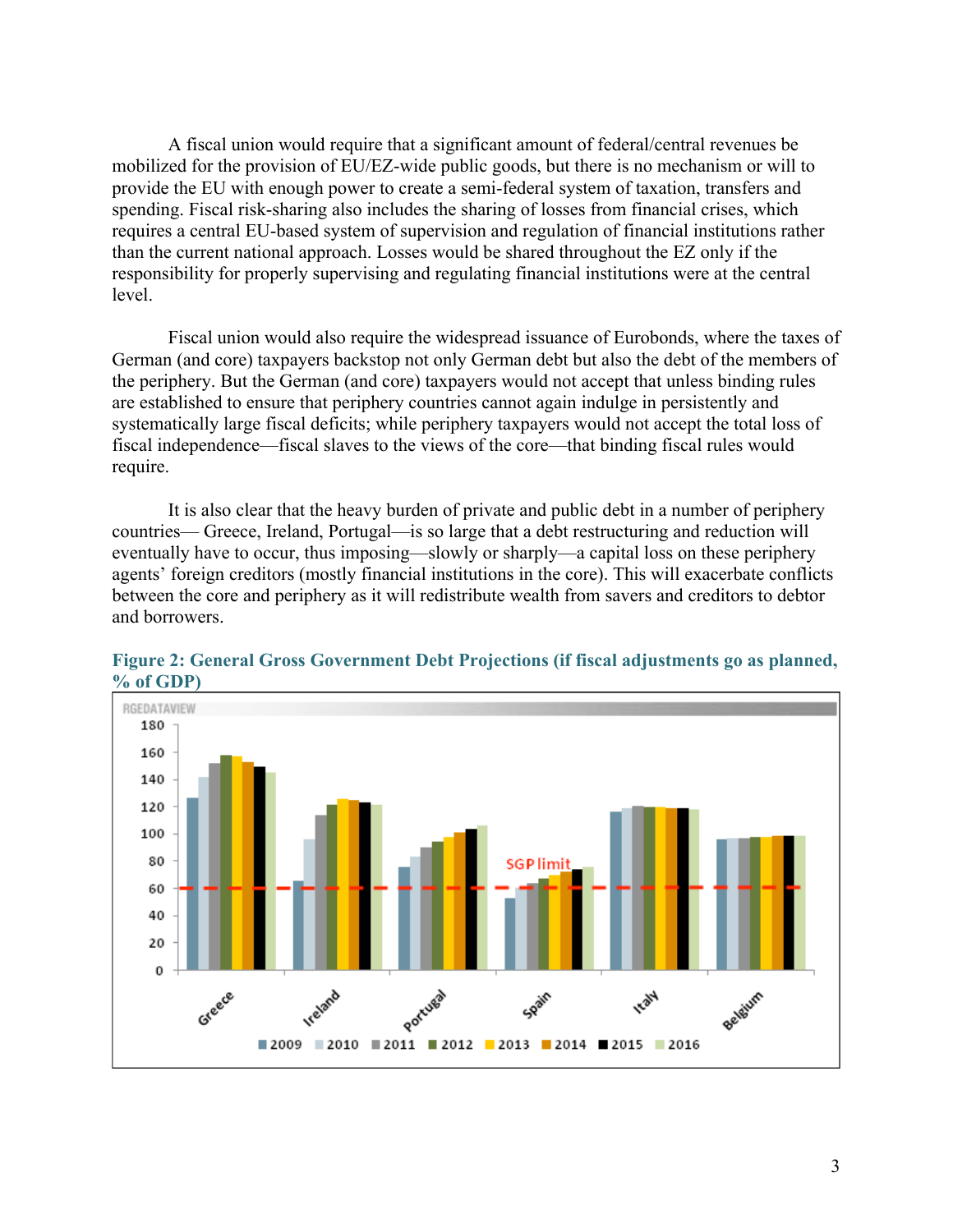A fiscal union would require that a significant amount of federal/central revenues be mobilized for the provision of EU/EZ-wide public goods, but there is no mechanism or will to provide the EU with enough power to create a semi-federal system of taxation, transfers and spending. Fiscal risk-sharing also includes the sharing of losses from financial crises, which requires a central EU-based system of supervision and regulation of financial institutions rather than the current national approach. Losses would be shared throughout the EZ only if the responsibility for properly supervising and regulating financial institutions were at the central level.

Fiscal union would also require the widespread issuance of Eurobonds, where the taxes of German (and core) taxpayers backstop not only German debt but also the debt of the members of the periphery. But the German (and core) taxpayers would not accept that unless binding rules are established to ensure that periphery countries cannot again indulge in persistently and systematically large fiscal deficits; while periphery taxpayers would not accept the total loss of fiscal independence—fiscal slaves to the views of the core—that binding fiscal rules would require.

It is also clear that the heavy burden of private and public debt in a number of periphery countries— Greece, Ireland, Portugal—is so large that a debt restructuring and reduction will eventually have to occur, thus imposing—slowly or sharply—a capital loss on these periphery agents' foreign creditors (mostly financial institutions in the core). This will exacerbate conflicts between the core and periphery as it will redistribute wealth from savers and creditors to debtor and borrowers.

**Figure 2: General Gross Government Debt Projections (if fiscal adjustments go as planned, % of GDP)**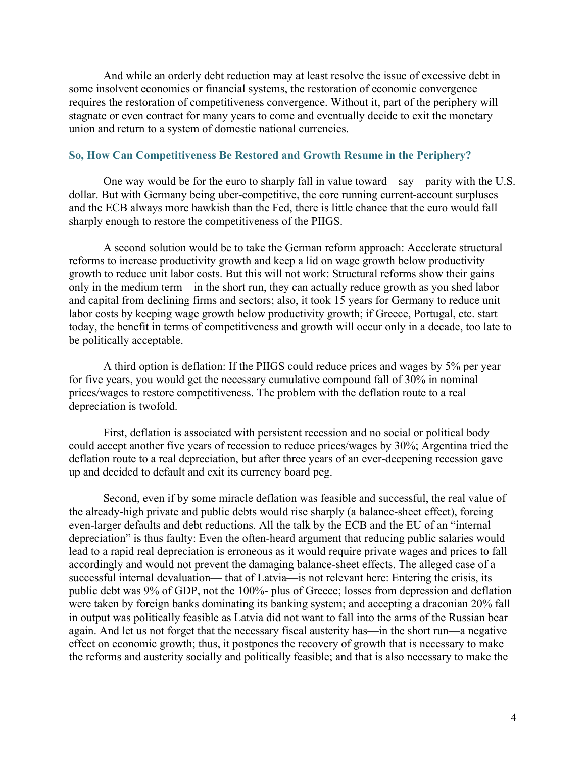And while an orderly debt reduction may at least resolve the issue of excessive debt in some insolvent economies or financial systems, the restoration of economic convergence requires the restoration of competitiveness convergence. Without it, part of the periphery will stagnate or even contract for many years to come and eventually decide to exit the monetary union and return to a system of domestic national currencies.

### So, How Can Competitiveness Be Restored and Growth Resume in the Periphery?

One way would be for the euro to sharply fall in value toward—say—parity with the U.S. dollar. But with Germany being uber-competitive, the core running current-account surpluses and the ECB always more hawkish than the Fed, there is little chance that the euro would fall sharply enough to restore the competitiveness of the PIIGS.

A second solution would be to take the German reform approach: Accelerate structural reforms to increase productivity growth and keep a lid on wage growth below productivity growth to reduce unit labor costs. But this will not work: Structural reforms show their gains only in the medium term—in the short run, they can actually reduce growth as you shed labor and capital from declining firms and sectors; also, it took 15 years for Germany to reduce unit labor costs by keeping wage growth below productivity growth; if Greece, Portugal, etc. start today, the benefit in terms of competitiveness and growth will occur only in a decade, too late to be politically acceptable.

A third option is deflation: If the PIIGS could reduce prices and wages by 5% per year for five years, you would get the necessary cumulative compound fall of 30% in nominal prices/wages to restore competitiveness. The problem with the deflation route to a real depreciation is twofold.

First, deflation is associated with persistent recession and no social or political body could accept another five years of recession to reduce prices/wages by 30%; Argentina tried the deflation route to a real depreciation, but after three years of an ever-deepening recession gave up and decided to default and exit its currency board peg.

Second, even if by some miracle deflation was feasible and successful, the real value of the already-high private and public debts would rise sharply (a balance-sheet effect), forcing even-larger defaults and debt reductions. All the talk by the ECB and the EU of an "internal depreciation" is thus faulty: Even the often-heard argument that reducing public salaries would lead to a rapid real depreciation is erroneous as it would require private wages and prices to fall accordingly and would not prevent the damaging balance-sheet effects. The alleged case of a successful internal devaluation— that of Latvia—is not relevant here: Entering the crisis, its public debt was 9% of GDP, not the 100%- plus of Greece; losses from depression and deflation were taken by foreign banks dominating its banking system; and accepting a draconian 20% fall in output was politically feasible as Latvia did not want to fall into the arms of the Russian bear again. And let us not forget that the necessary fiscal austerity has—in the short run—a negative effect on economic growth; thus, it postpones the recovery of growth that is necessary to make the reforms and austerity socially and politically feasible; and that is also necessary to make the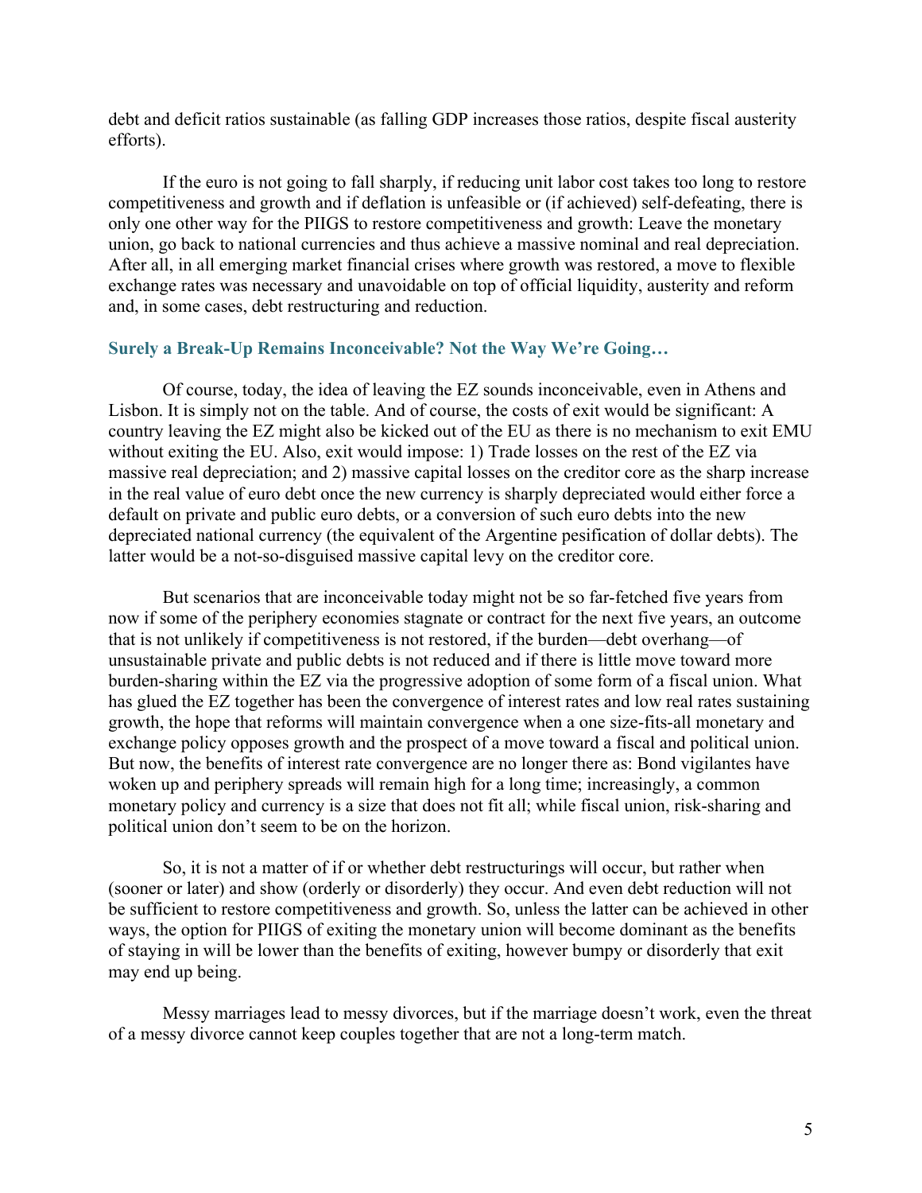debt and deficit ratios sustainable (as falling GDP increases those ratios, despite fiscal austerity efforts).

If the euro is not going to fall sharply, if reducing unit labor cost takes too long to restore competitiveness and growth and if deflation is unfeasible or (if achieved) self-defeating, there is only one other way for the PIIGS to restore competitiveness and growth: Leave the monetary union, go back to national currencies and thus achieve a massive nominal and real depreciation. After all, in all emerging market financial crises where growth was restored, a move to flexible exchange rates was necessary and unavoidable on top of official liquidity, austerity and reform and, in some cases, debt restructuring and reduction.

### Surely a Break-Up Remains Inconceivable? Not the Way We're Going…

Of course, today, the idea of leaving the EZ sounds inconceivable, even in Athens and Lisbon. It is simply not on the table. And of course, the costs of exit would be significant: A country leaving the EZ might also be kicked out of the EU as there is no mechanism to exit EMU without exiting the EU. Also, exit would impose: 1) Trade losses on the rest of the EZ via massive real depreciation; and 2) massive capital losses on the creditor core as the sharp increase in the real value of euro debt once the new currency is sharply depreciated would either force a default on private and public euro debts, or a conversion of such euro debts into the new depreciated national currency (the equivalent of the Argentine pesification of dollar debts). The latter would be a not-so-disguised massive capital levy on the creditor core.

But scenarios that are inconceivable today might not be so far-fetched five years from now if some of the periphery economies stagnate or contract for the next five years, an outcome that is not unlikely if competitiveness is not restored, if the burden—debt overhang—of unsustainable private and public debts is not reduced and if there is little move toward more burden-sharing within the EZ via the progressive adoption of some form of a fiscal union. What has glued the EZ together has been the convergence of interest rates and low real rates sustaining growth, the hope that reforms will maintain convergence when a one size-fits-all monetary and exchange policy opposes growth and the prospect of a move toward a fiscal and political union. But now, the benefits of interest rate convergence are no longer there as: Bond vigilantes have woken up and periphery spreads will remain high for a long time; increasingly, a common monetary policy and currency is a size that does not fit all; while fiscal union, risk-sharing and political union don't seem to be on the horizon.

So, it is not a matter of if or whether debt restructurings will occur, but rather when (sooner or later) and show (orderly or disorderly) they occur. And even debt reduction will not be sufficient to restore competitiveness and growth. So, unless the latter can be achieved in other ways, the option for PIIGS of exiting the monetary union will become dominant as the benefits of staying in will be lower than the benefits of exiting, however bumpy or disorderly that exit may end up being.

Messy marriages lead to messy divorces, but if the marriage doesn't work, even the threat of a messy divorce cannot keep couples together that are not a long-term match.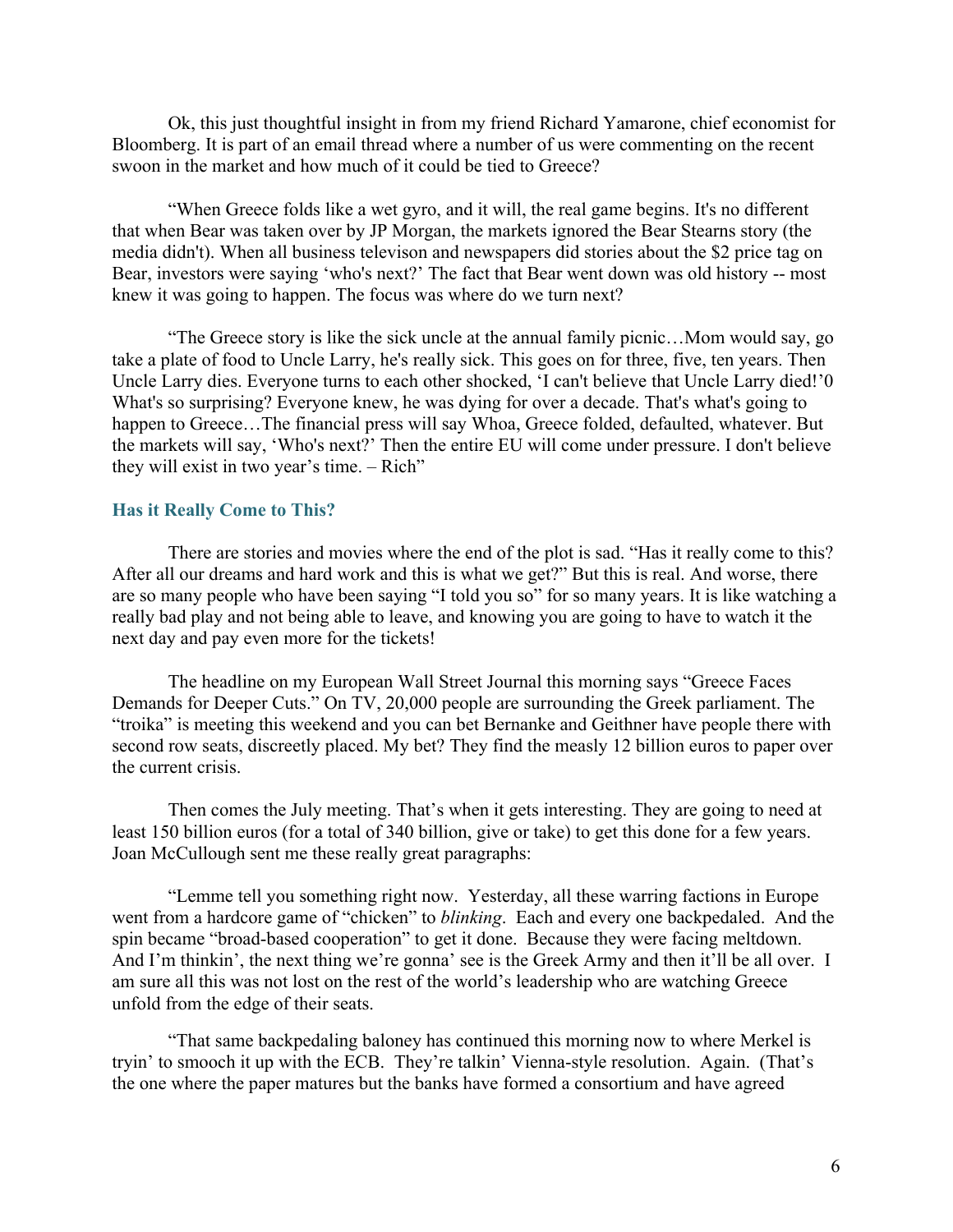Ok, this just thoughtful insight in from my friend Richard Yamarone, chief economist for Bloomberg. It is part of an email thread where a number of us were commenting on the recent swoon in the market and how much of it could be tied to Greece?

"When Greece folds like a wet gyro, and it will, the real game begins. It's no different that when Bear was taken over by JP Morgan, the markets ignored the Bear Stearns story (the media didn't). When all business televison and newspapers did stories about the $2 price tag on Bear, investors were saying 'who's next?' The fact that Bear went down was old history -- most knew it was going to happen. The focus was where do we turn next?

"The Greece story is like the sick uncle at the annual family picnic…Mom would say, go take a plate of food to Uncle Larry, he's really sick. This goes on for three, five, ten years. Then Uncle Larry dies. Everyone turns to each other shocked, 'I can't believe that Uncle Larry died!'0 What's so surprising? Everyone knew, he was dying for over a decade. That's what's going to happen to Greece…The financial press will say Whoa, Greece folded, defaulted, whatever. But the markets will say, 'Who's next?' Then the entire EU will come under pressure. I don't believe they will exist in two year's time. – Rich"

## Has it Really Come to This?

There are stories and movies where the end of the plot is sad. "Has it really come to this? After all our dreams and hard work and this is what we get?" But this is real. And worse, there are so many people who have been saying "I told you so" for so many years. It is like watching a really bad play and not being able to leave, and knowing you are going to have to watch it the next day and pay even more for the tickets!

The headline on my European Wall Street Journal this morning says "Greece Faces Demands for Deeper Cuts." On TV, 20,000 people are surrounding the Greek parliament. The "troika" is meeting this weekend and you can bet Bernanke and Geithner have people there with second row seats, discreetly placed. My bet? They find the measly 12 billion euros to paper over the current crisis.

Then comes the July meeting. That's when it gets interesting. They are going to need at least 150 billion euros (for a total of 340 billion, give or take) to get this done for a few years. Joan McCullough sent me these really great paragraphs:

"Lemme tell you something right now. Yesterday, all these warring factions in Europe went from a hardcore game of "chicken" to *blinking*. Each and every one backpedaled. And the spin became "broad-based cooperation" to get it done. Because they were facing meltdown. And I'm thinkin', the next thing we're gonna' see is the Greek Army and then it'll be all over. I am sure all this was not lost on the rest of the world's leadership who are watching Greece unfold from the edge of their seats.

"That same backpedaling baloney has continued this morning now to where Merkel is tryin' to smooch it up with the ECB. They're talkin' Vienna-style resolution. Again. (That's the one where the paper matures but the banks have formed a consortium and have agreed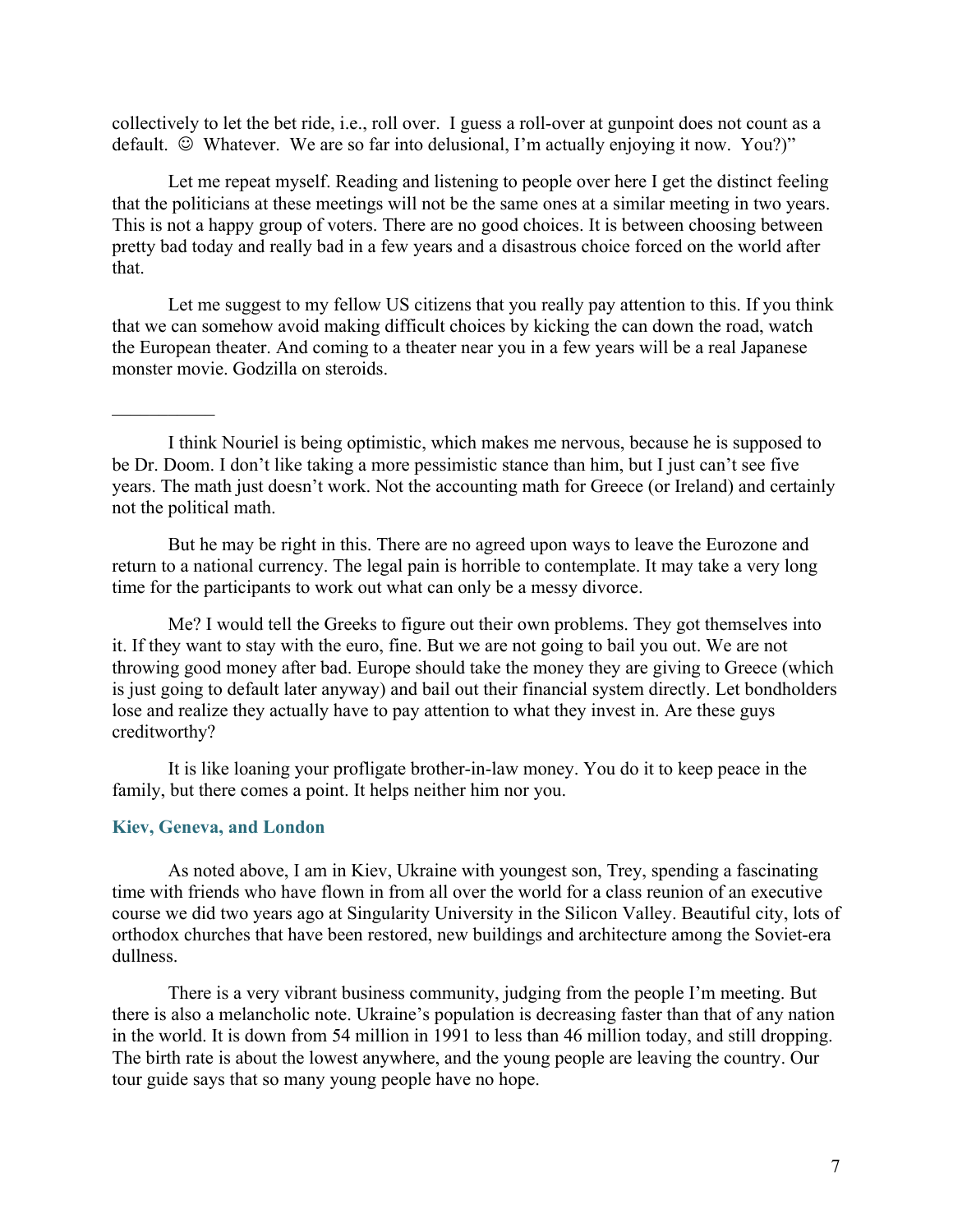collectively to let the bet ride, i.e., roll over. I guess a roll-over at gunpoint does not count as a default. ☺ Whatever. We are so far into delusional, I'm actually enjoying it now. You?)"

Let me repeat myself. Reading and listening to people over here I get the distinct feeling that the politicians at these meetings will not be the same ones at a similar meeting in two years. This is not a happy group of voters. There are no good choices. It is between choosing between pretty bad today and really bad in a few years and a disastrous choice forced on the world after that.

Let me suggest to my fellow US citizens that you really pay attention to this. If you think that we can somehow avoid making difficult choices by kicking the can down the road, watch the European theater. And coming to a theater near you in a few years will be a real Japanese monster movie. Godzilla on steroids.

---

I think Nouriel is being optimistic, which makes me nervous, because he is supposed to be Dr. Doom. I don't like taking a more pessimistic stance than him, but I just can't see five years. The math just doesn't work. Not the accounting math for Greece (or Ireland) and certainly not the political math.

But he may be right in this. There are no agreed upon ways to leave the Eurozone and return to a national currency. The legal pain is horrible to contemplate. It may take a very long time for the participants to work out what can only be a messy divorce.

Me? I would tell the Greeks to figure out their own problems. They got themselves into it. If they want to stay with the euro, fine. But we are not going to bail you out. We are not throwing good money after bad. Europe should take the money they are giving to Greece (which is just going to default later anyway) and bail out their financial system directly. Let bondholders lose and realize they actually have to pay attention to what they invest in. Are these guys creditworthy?

It is like loaning your profligate brother-in-law money. You do it to keep peace in the family, but there comes a point. It helps neither him nor you.

### Kiev, Geneva, and London

As noted above, I am in Kiev, Ukraine with youngest son, Trey, spending a fascinating time with friends who have flown in from all over the world for a class reunion of an executive course we did two years ago at Singularity University in the Silicon Valley. Beautiful city, lots of orthodox churches that have been restored, new buildings and architecture among the Soviet-era dullness.

There is a very vibrant business community, judging from the people I'm meeting. But there is also a melancholic note. Ukraine's population is decreasing faster than that of any nation in the world. It is down from 54 million in 1991 to less than 46 million today, and still dropping. The birth rate is about the lowest anywhere, and the young people are leaving the country. Our tour guide says that so many young people have no hope.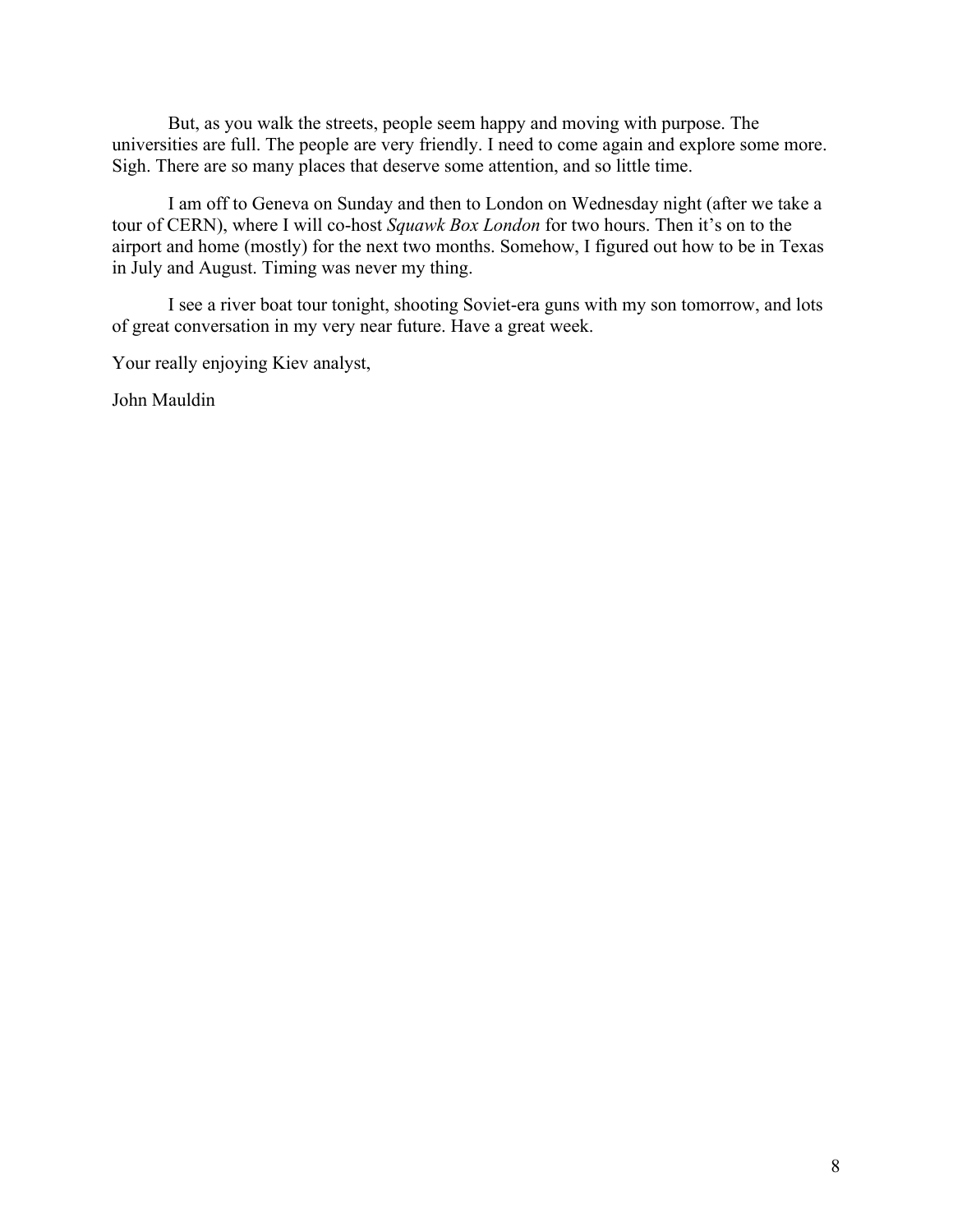But, as you walk the streets, people seem happy and moving with purpose. The universities are full. The people are very friendly. I need to come again and explore some more. Sigh. There are so many places that deserve some attention, and so little time.

I am off to Geneva on Sunday and then to London on Wednesday night (after we take a tour of CERN), where I will co-host *Squawk Box London* for two hours. Then it's on to the airport and home (mostly) for the next two months. Somehow, I figured out how to be in Texas in July and August. Timing was never my thing.

I see a river boat tour tonight, shooting Soviet-era guns with my son tomorrow, and lots of great conversation in my very near future. Have a great week.

Your really enjoying Kiev analyst,

John Mauldin